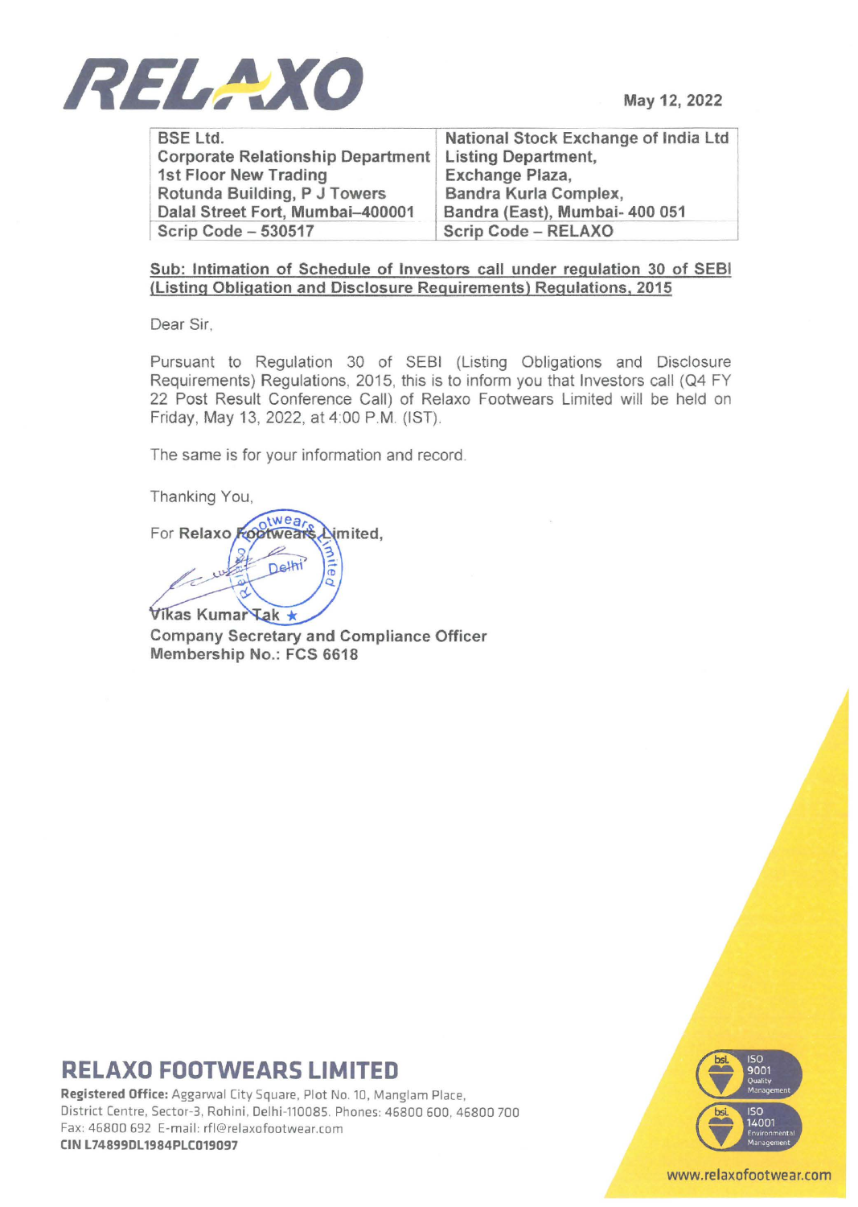RELAXO

May 12, 2022

| BSE Ltd. | National Stock Exchange of India Ltd |
|---|---|
| Corporate Relationship Department | Listing Department, |
| 1st Floor New Trading | Exchange Plaza, |
| Rotunda Building, P J Towers | Bandra Kurla Complex, |
| Dalal Street Fort, Mumbai–400001 | Bandra (East), Mumbai- 400 051 |
| Scrip Code – 530517 | Scrip Code – RELAXO |

**Sub: Intimation of Schedule of Investors call under regulation 30 of SEBI (Listing Obligation and Disclosure Requirements) Regulations, 2015**

Dear Sir,

Pursuant to Regulation 30 of SEBI (Listing Obligations and Disclosure Requirements) Regulations, 2015, this is to inform you that Investors call (Q4 FY 22 Post Result Conference Call) of Relaxo Footwears Limited will be held on Friday, May 13, 2022, at 4:00 P.M. (IST).

The same is for your information and record.

Thanking You,

For **Relaxo Footwears Limited,**

**Vikas Kumar Tak**
**Company Secretary and Compliance Officer**
**Membership No.: FCS 6618**

## RELAXO FOOTWEARS LIMITED

**Registered Office:** Aggarwal City Square, Plot No. 10, Manglam Place, District Centre, Sector-3, Rohini, Delhi-110085. Phones: 46800 600, 46800 700
Fax: 46800 692 E-mail: rfl@relaxofootwear.com
**CIN L74899DL1984PLC019097**

ISO 9001 Quality Management
ISO 14001 Environmental Management

www.relaxofootwear.com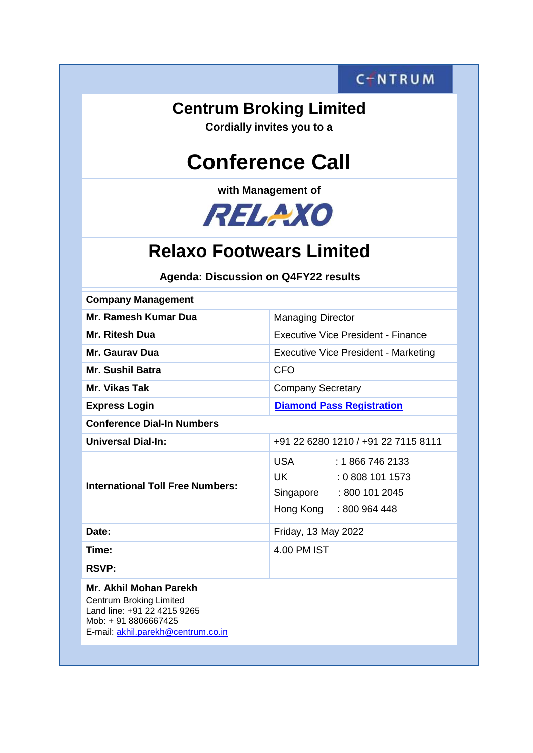CENTRUM

# Centrum Broking Limited

**Cordially invites you to a**

# Conference Call

**with Management of**

RELAXO

## Relaxo Footwears Limited

**Agenda: Discussion on Q4FY22 results**

| | |
|---|---|
| **Company Management** | |
| **Mr. Ramesh Kumar Dua** | Managing Director |
| **Mr. Ritesh Dua** | Executive Vice President - Finance |
| **Mr. Gaurav Dua** | Executive Vice President - Marketing |
| **Mr. Sushil Batra** | CFO |
| **Mr. Vikas Tak** | Company Secretary |
| **Express Login** | **Diamond Pass Registration** |
| **Conference Dial-In Numbers** | |
| **Universal Dial-In:** | +91 22 6280 1210 / +91 22 7115 8111 |
| **International Toll Free Numbers:** | USA : 1 866 746 2133<br>UK : 0 808 101 1573<br>Singapore : 800 101 2045<br>Hong Kong : 800 964 448 |
| **Date:** | Friday, 13 May 2022 |
| **Time:** | 4.00 PM IST |
| **RSVP:** | |

**Mr. Akhil Mohan Parekh**
Centrum Broking Limited
Land line: +91 22 4215 9265
Mob: + 91 8806667425
E-mail: akhil.parekh@centrum.co.in